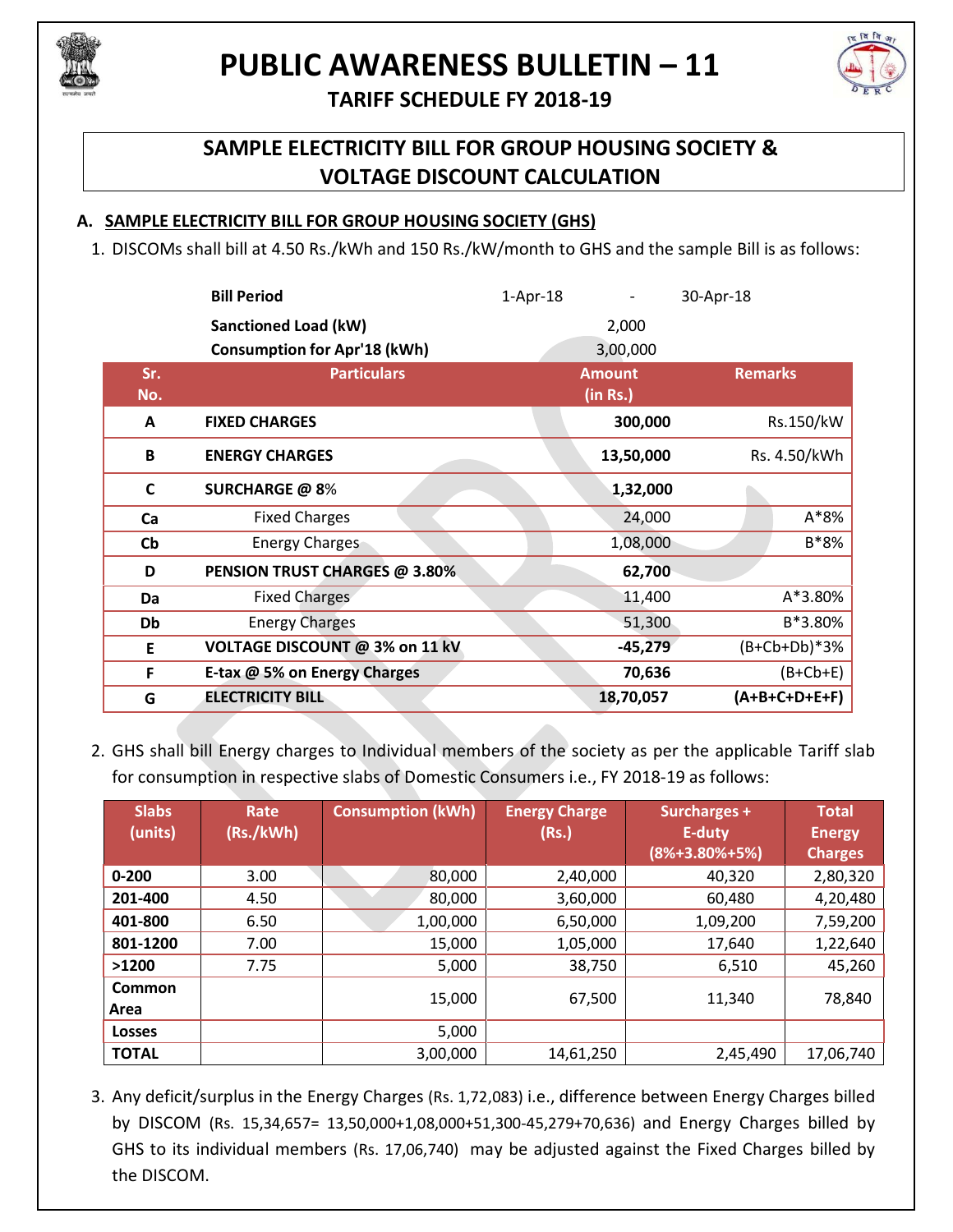# PUBLIC AWARENESS BULLETIN – 11

## TARIFF SCHEDULE FY 2018-19

## SAMPLE ELECTRICITY BILL FOR GROUP HOUSING SOCIETY & VOLTAGE DISCOUNT CALCULATION

### A. SAMPLE ELECTRICITY BILL FOR GROUP HOUSING SOCIETY (GHS)

1. DISCOMs shall bill at 4.50 Rs./kWh and 150 Rs./kW/month to GHS and the sample Bill is as follows:

| | | | |
|---|---|---|---|
| **Bill Period** | 1-Apr-18 | - | 30-Apr-18 |
| **Sanctioned Load (kW)** | 2,000 | | |
| **Consumption for Apr'18 (kWh)** | 3,00,000 | | |

| Sr. No. | Particulars | Amount (in Rs.) | Remarks |
|---|---|---|---|
| **A** | **FIXED CHARGES** | **300,000** | Rs.150/kW |
| **B** | **ENERGY CHARGES** | **13,50,000** | Rs. 4.50/kWh |
| **C** | **SURCHARGE @ 8%** | **1,32,000** | |
| **Ca** | Fixed Charges | 24,000 | A*8% |
| **Cb** | Energy Charges | 1,08,000 | B*8% |
| **D** | **PENSION TRUST CHARGES @ 3.80%** | **62,700** | |
| **Da** | Fixed Charges | 11,400 | A*3.80% |
| **Db** | Energy Charges | 51,300 | B*3.80% |
| **E** | **VOLTAGE DISCOUNT @ 3% on 11 kV** | **-45,279** | (B+Cb+Db)*3% |
| **F** | **E-tax @ 5% on Energy Charges** | **70,636** | (B+Cb+E) |
| **G** | **ELECTRICITY BILL** | **18,70,057** | **(A+B+C+D+E+F)** |

2. GHS shall bill Energy charges to Individual members of the society as per the applicable Tariff slab for consumption in respective slabs of Domestic Consumers i.e., FY 2018-19 as follows:

| Slabs (units) | Rate (Rs./kWh) | Consumption (kWh) | Energy Charge (Rs.) | Surcharges + E-duty (8%+3.80%+5%) | Total Energy Charges |
|---|---|---|---|---|---|
| **0-200** | 3.00 | 80,000 | 2,40,000 | 40,320 | 2,80,320 |
| **201-400** | 4.50 | 80,000 | 3,60,000 | 60,480 | 4,20,480 |
| **401-800** | 6.50 | 1,00,000 | 6,50,000 | 1,09,200 | 7,59,200 |
| **801-1200** | 7.00 | 15,000 | 1,05,000 | 17,640 | 1,22,640 |
| **>1200** | 7.75 | 5,000 | 38,750 | 6,510 | 45,260 |
| **Common Area** | | 15,000 | 67,500 | 11,340 | 78,840 |
| **Losses** | | 5,000 | | | |
| **TOTAL** | | 3,00,000 | 14,61,250 | 2,45,490 | 17,06,740 |

3. Any deficit/surplus in the Energy Charges (Rs. 1,72,083) i.e., difference between Energy Charges billed by DISCOM (Rs. 15,34,657= 13,50,000+1,08,000+51,300-45,279+70,636) and Energy Charges billed by GHS to its individual members (Rs. 17,06,740) may be adjusted against the Fixed Charges billed by the DISCOM.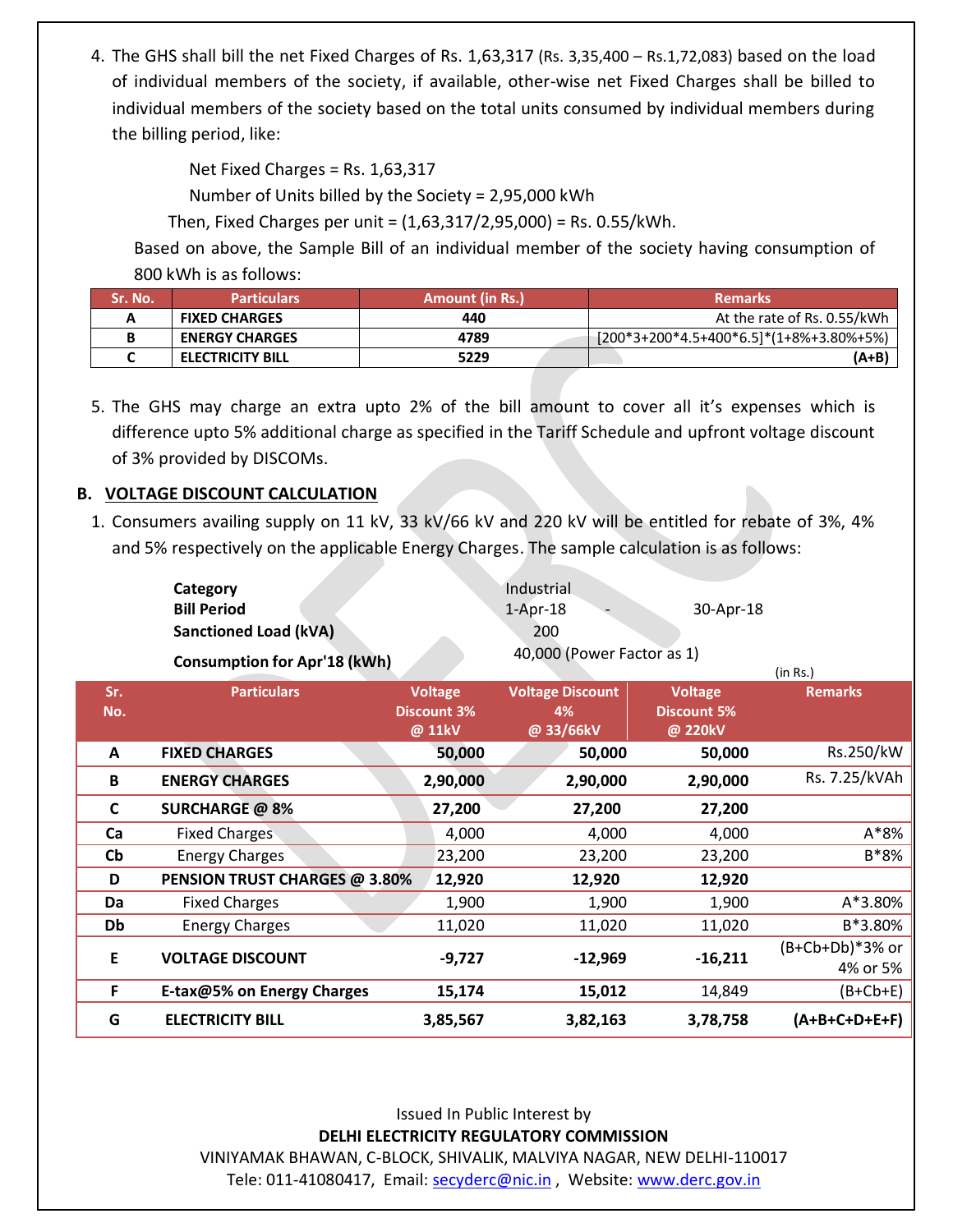4. The GHS shall bill the net Fixed Charges of Rs. 1,63,317 (Rs. 3,35,400 – Rs.1,72,083) based on the load of individual members of the society, if available, other-wise net Fixed Charges shall be billed to individual members of the society based on the total units consumed by individual members during the billing period, like:

   Net Fixed Charges = Rs. 1,63,317

   Number of Units billed by the Society = 2,95,000 kWh

   Then, Fixed Charges per unit = (1,63,317/2,95,000) = Rs. 0.55/kWh.

   Based on above, the Sample Bill of an individual member of the society having consumption of 800 kWh is as follows:

| Sr. No. | Particulars | Amount (in Rs.) | Remarks |
|---|---|---|---|
| A | FIXED CHARGES | 440 | At the rate of Rs. 0.55/kWh |
| B | ENERGY CHARGES | 4789 | [200*3+200*4.5+400*6.5]*(1+8%+3.80%+5%) |
| C | ELECTRICITY BILL | 5229 | (A+B) |

5. The GHS may charge an extra upto 2% of the bill amount to cover all it's expenses which is difference upto 5% additional charge as specified in the Tariff Schedule and upfront voltage discount of 3% provided by DISCOMs.

## B. VOLTAGE DISCOUNT CALCULATION

1. Consumers availing supply on 11 kV, 33 kV/66 kV and 220 kV will be entitled for rebate of 3%, 4% and 5% respectively on the applicable Energy Charges. The sample calculation is as follows:

| | |
|---|---|
| **Category** | Industrial |
| **Bill Period** | 1-Apr-18 - 30-Apr-18 |
| **Sanctioned Load (kVA)** | 200 |
| **Consumption for Apr'18 (kWh)** | 40,000 (Power Factor as 1) |

(in Rs.)

| Sr. No. | Particulars | Voltage Discount 3% @ 11kV | Voltage Discount 4% @ 33/66kV | Voltage Discount 5% @ 220kV | Remarks |
|---|---|---|---|---|---|
| A | **FIXED CHARGES** | **50,000** | **50,000** | **50,000** | Rs.250/kW |
| B | **ENERGY CHARGES** | **2,90,000** | **2,90,000** | **2,90,000** | Rs. 7.25/kVAh |
| C | **SURCHARGE @ 8%** | **27,200** | **27,200** | **27,200** | |
| Ca | Fixed Charges | 4,000 | 4,000 | 4,000 | A*8% |
| Cb | Energy Charges | 23,200 | 23,200 | 23,200 | B*8% |
| D | **PENSION TRUST CHARGES @ 3.80%** | **12,920** | **12,920** | **12,920** | |
| Da | Fixed Charges | 1,900 | 1,900 | 1,900 | A*3.80% |
| Db | Energy Charges | 11,020 | 11,020 | 11,020 | B*3.80% |
| E | **VOLTAGE DISCOUNT** | **-9,727** | **-12,969** | **-16,211** | (B+Cb+Db)*3% or 4% or 5% |
| F | **E-tax@5% on Energy Charges** | **15,174** | **15,012** | 14,849 | (B+Cb+E) |
| G | **ELECTRICITY BILL** | **3,85,567** | **3,82,163** | **3,78,758** | **(A+B+C+D+E+F)** |

Issued In Public Interest by

**DELHI ELECTRICITY REGULATORY COMMISSION**

VINIYAMAK BHAWAN, C-BLOCK, SHIVALIK, MALVIYA NAGAR, NEW DELHI-110017

Tele: 011-41080417, Email: secyderc@nic.in , Website: www.derc.gov.in